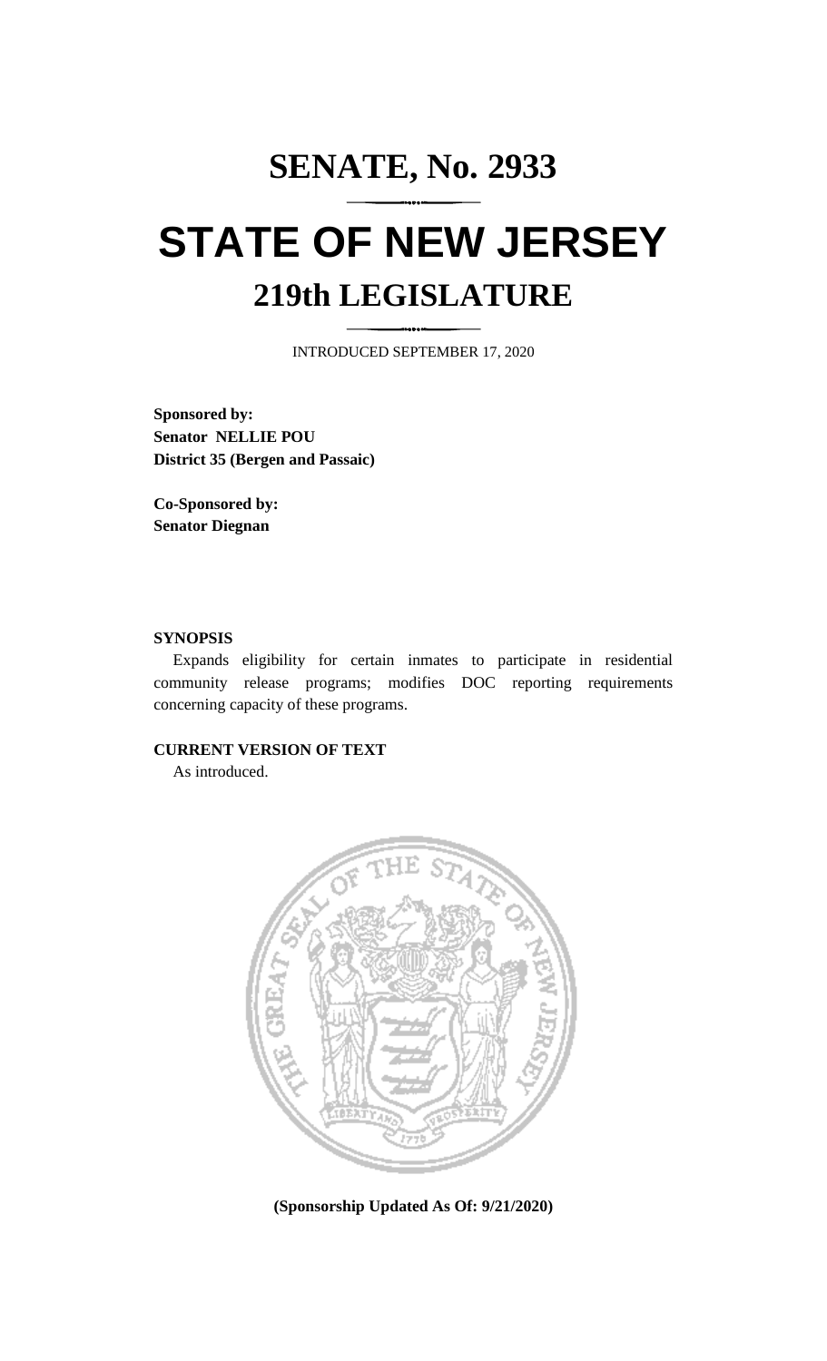# SENATE, No. 2933

# STATE OF NEW JERSEY

## 219th LEGISLATURE

INTRODUCED SEPTEMBER 17, 2020

**Sponsored by:**
**Senator NELLIE POU**
**District 35 (Bergen and Passaic)**

**Co-Sponsored by:**
**Senator Diegnan**

**SYNOPSIS**

Expands eligibility for certain inmates to participate in residential community release programs; modifies DOC reporting requirements concerning capacity of these programs.

**CURRENT VERSION OF TEXT**

As introduced.

**(Sponsorship Updated As Of: 9/21/2020)**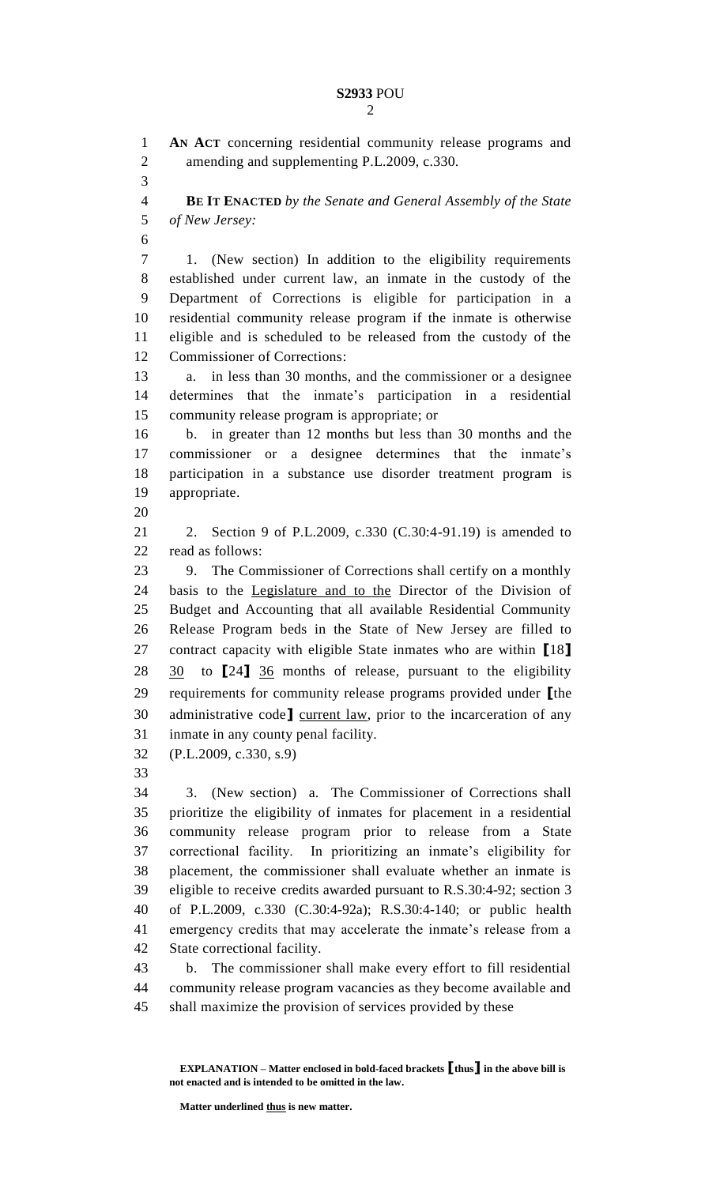**AN ACT** concerning residential community release programs and amending and supplementing P.L.2009, c.330.

**BE IT ENACTED** *by the Senate and General Assembly of the State of New Jersey:*

1. (New section) In addition to the eligibility requirements established under current law, an inmate in the custody of the Department of Corrections is eligible for participation in a residential community release program if the inmate is otherwise eligible and is scheduled to be released from the custody of the Commissioner of Corrections:

a. in less than 30 months, and the commissioner or a designee determines that the inmate's participation in a residential community release program is appropriate; or

b. in greater than 12 months but less than 30 months and the commissioner or a designee determines that the inmate's participation in a substance use disorder treatment program is appropriate.

2. Section 9 of P.L.2009, c.330 (C.30:4-91.19) is amended to read as follows:

9. The Commissioner of Corrections shall certify on a monthly basis to the <u>Legislature and to the</u> Director of the Division of Budget and Accounting that all available Residential Community Release Program beds in the State of New Jersey are filled to contract capacity with eligible State inmates who are within **[**18**]** <u>30</u> to **[**24**]** <u>36</u> months of release, pursuant to the eligibility requirements for community release programs provided under **[**the administrative code**]** <u>current law</u>, prior to the incarceration of any inmate in any county penal facility.

(P.L.2009, c.330, s.9)

3. (New section) a. The Commissioner of Corrections shall prioritize the eligibility of inmates for placement in a residential community release program prior to release from a State correctional facility. In prioritizing an inmate's eligibility for placement, the commissioner shall evaluate whether an inmate is eligible to receive credits awarded pursuant to R.S.30:4-92; section 3 of P.L.2009, c.330 (C.30:4-92a); R.S.30:4-140; or public health emergency credits that may accelerate the inmate's release from a State correctional facility.

b. The commissioner shall make every effort to fill residential community release program vacancies as they become available and shall maximize the provision of services provided by these

**EXPLANATION – Matter enclosed in bold-faced brackets [thus] in the above bill is not enacted and is intended to be omitted in the law.**

**Matter underlined <u>thus</u> is new matter.**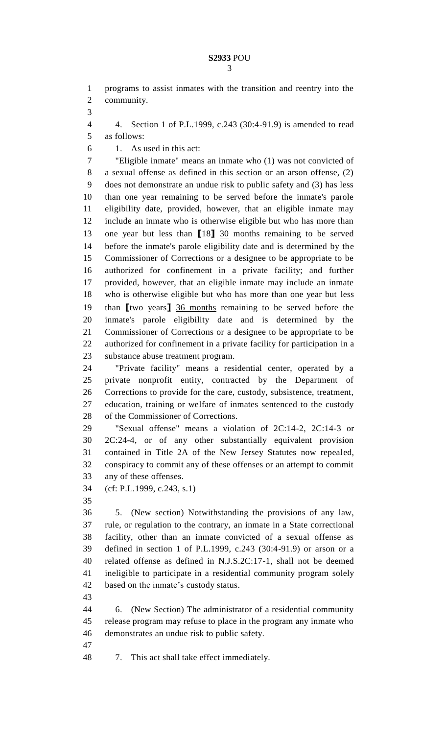programs to assist inmates with the transition and reentry into the community.

4. Section 1 of P.L.1999, c.243 (30:4-91.9) is amended to read as follows:

1. As used in this act:

"Eligible inmate" means an inmate who (1) was not convicted of a sexual offense as defined in this section or an arson offense, (2) does not demonstrate an undue risk to public safety and (3) has less than one year remaining to be served before the inmate's parole eligibility date, provided, however, that an eligible inmate may include an inmate who is otherwise eligible but who has more than one year but less than [18] 30 months remaining to be served before the inmate's parole eligibility date and is determined by the Commissioner of Corrections or a designee to be appropriate to be authorized for confinement in a private facility; and further provided, however, that an eligible inmate may include an inmate who is otherwise eligible but who has more than one year but less than [two years] 36 months remaining to be served before the inmate's parole eligibility date and is determined by the Commissioner of Corrections or a designee to be appropriate to be authorized for confinement in a private facility for participation in a substance abuse treatment program.

"Private facility" means a residential center, operated by a private nonprofit entity, contracted by the Department of Corrections to provide for the care, custody, subsistence, treatment, education, training or welfare of inmates sentenced to the custody of the Commissioner of Corrections.

"Sexual offense" means a violation of 2C:14-2, 2C:14-3 or 2C:24-4, or of any other substantially equivalent provision contained in Title 2A of the New Jersey Statutes now repealed, conspiracy to commit any of these offenses or an attempt to commit any of these offenses.

(cf: P.L.1999, c.243, s.1)

5. (New section) Notwithstanding the provisions of any law, rule, or regulation to the contrary, an inmate in a State correctional facility, other than an inmate convicted of a sexual offense as defined in section 1 of P.L.1999, c.243 (30:4-91.9) or arson or a related offense as defined in N.J.S.2C:17-1, shall not be deemed ineligible to participate in a residential community program solely based on the inmate's custody status.

6. (New Section) The administrator of a residential community release program may refuse to place in the program any inmate who demonstrates an undue risk to public safety.

7. This act shall take effect immediately.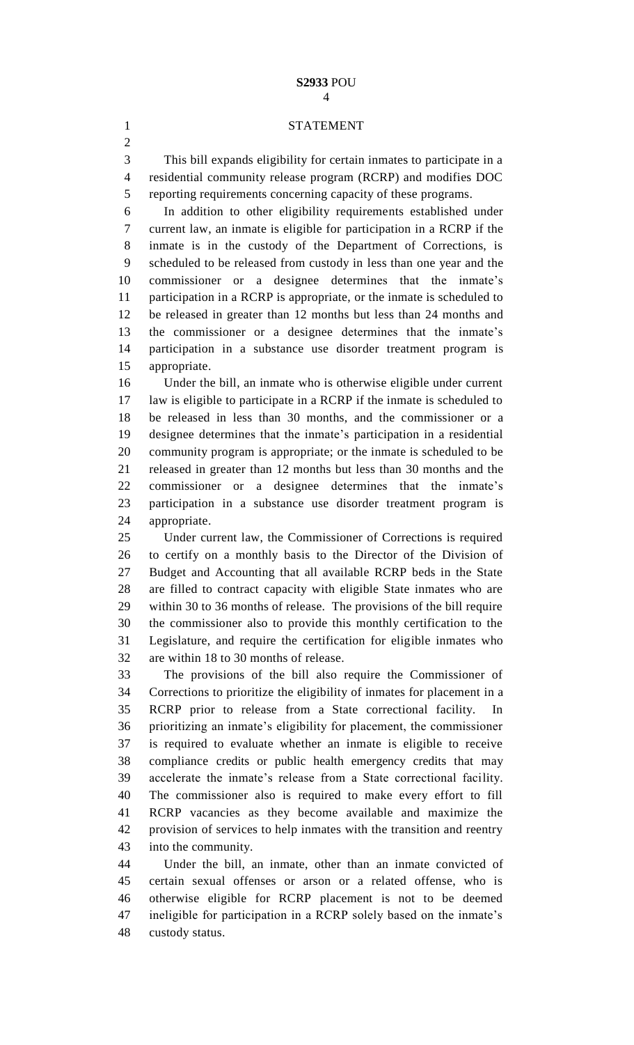## STATEMENT

This bill expands eligibility for certain inmates to participate in a residential community release program (RCRP) and modifies DOC reporting requirements concerning capacity of these programs.

In addition to other eligibility requirements established under current law, an inmate is eligible for participation in a RCRP if the inmate is in the custody of the Department of Corrections, is scheduled to be released from custody in less than one year and the commissioner or a designee determines that the inmate's participation in a RCRP is appropriate, or the inmate is scheduled to be released in greater than 12 months but less than 24 months and the commissioner or a designee determines that the inmate's participation in a substance use disorder treatment program is appropriate.

Under the bill, an inmate who is otherwise eligible under current law is eligible to participate in a RCRP if the inmate is scheduled to be released in less than 30 months, and the commissioner or a designee determines that the inmate's participation in a residential community program is appropriate; or the inmate is scheduled to be released in greater than 12 months but less than 30 months and the commissioner or a designee determines that the inmate's participation in a substance use disorder treatment program is appropriate.

Under current law, the Commissioner of Corrections is required to certify on a monthly basis to the Director of the Division of Budget and Accounting that all available RCRP beds in the State are filled to contract capacity with eligible State inmates who are within 30 to 36 months of release. The provisions of the bill require the commissioner also to provide this monthly certification to the Legislature, and require the certification for eligible inmates who are within 18 to 30 months of release.

The provisions of the bill also require the Commissioner of Corrections to prioritize the eligibility of inmates for placement in a RCRP prior to release from a State correctional facility. In prioritizing an inmate's eligibility for placement, the commissioner is required to evaluate whether an inmate is eligible to receive compliance credits or public health emergency credits that may accelerate the inmate's release from a State correctional facility. The commissioner also is required to make every effort to fill RCRP vacancies as they become available and maximize the provision of services to help inmates with the transition and reentry into the community.

Under the bill, an inmate, other than an inmate convicted of certain sexual offenses or arson or a related offense, who is otherwise eligible for RCRP placement is not to be deemed ineligible for participation in a RCRP solely based on the inmate's custody status.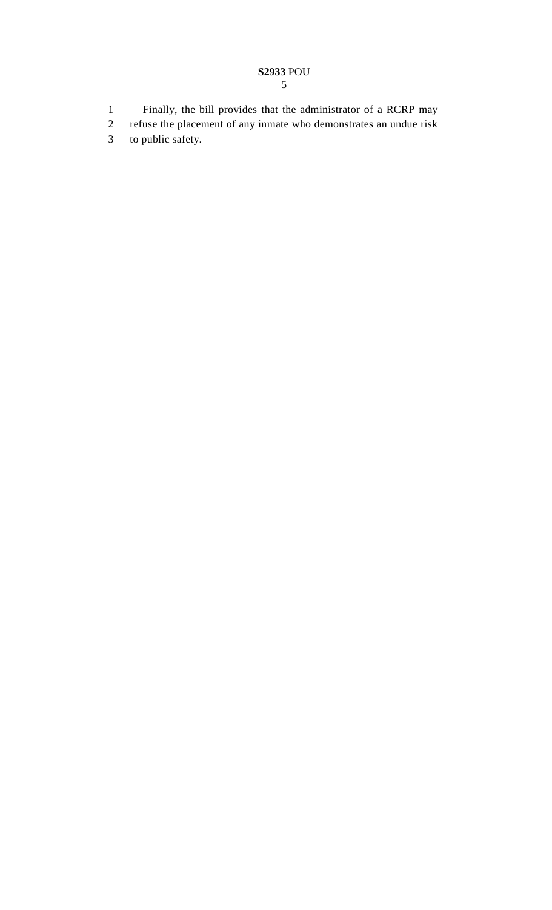Finally, the bill provides that the administrator of a RCRP may refuse the placement of any inmate who demonstrates an undue risk to public safety.